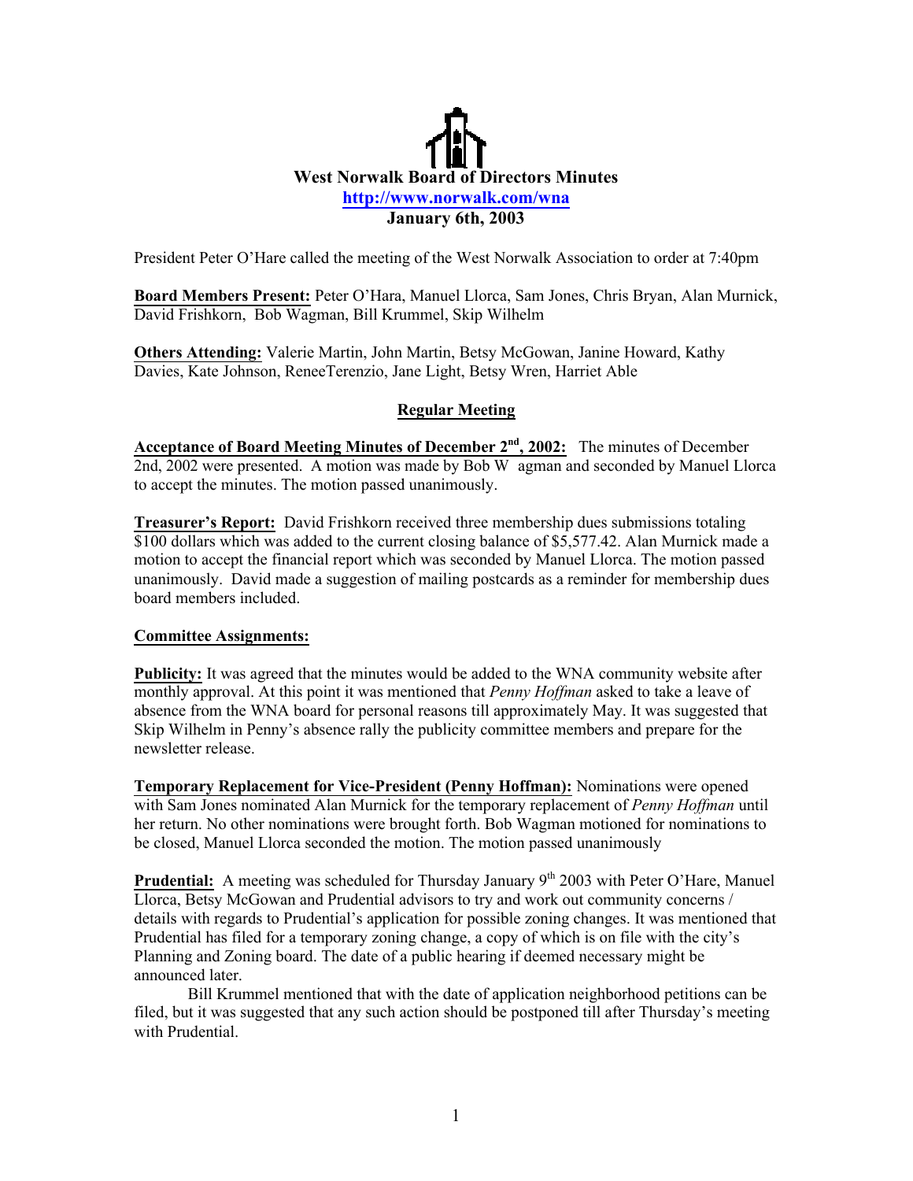# West Norwalk Board of Directors Minutes

http://www.norwalk.com/wna

**January 6th, 2003**

President Peter O'Hare called the meeting of the West Norwalk Association to order at 7:40pm

**Board Members Present:** Peter O'Hara, Manuel Llorca, Sam Jones, Chris Bryan, Alan Murnick, David Frishkorn, Bob Wagman, Bill Krummel, Skip Wilhelm

**Others Attending:** Valerie Martin, John Martin, Betsy McGowan, Janine Howard, Kathy Davies, Kate Johnson, ReneeTerenzio, Jane Light, Betsy Wren, Harriet Able

## Regular Meeting

**Acceptance of Board Meeting Minutes of December 2nd, 2002:** The minutes of December 2nd, 2002 were presented. A motion was made by Bob W agman and seconded by Manuel Llorca to accept the minutes. The motion passed unanimously.

**Treasurer's Report:** David Frishkorn received three membership dues submissions totaling $100 dollars which was added to the current closing balance of $5,577.42. Alan Murnick made a motion to accept the financial report which was seconded by Manuel Llorca. The motion passed unanimously. David made a suggestion of mailing postcards as a reminder for membership dues board members included.

**Committee Assignments:**

**Publicity:** It was agreed that the minutes would be added to the WNA community website after monthly approval. At this point it was mentioned that *Penny Hoffman* asked to take a leave of absence from the WNA board for personal reasons till approximately May. It was suggested that Skip Wilhelm in Penny's absence rally the publicity committee members and prepare for the newsletter release.

**Temporary Replacement for Vice-President (Penny Hoffman):** Nominations were opened with Sam Jones nominated Alan Murnick for the temporary replacement of *Penny Hoffman* until her return. No other nominations were brought forth. Bob Wagman motioned for nominations to be closed, Manuel Llorca seconded the motion. The motion passed unanimously

**Prudential:** A meeting was scheduled for Thursday January 9th 2003 with Peter O'Hare, Manuel Llorca, Betsy McGowan and Prudential advisors to try and work out community concerns / details with regards to Prudential's application for possible zoning changes. It was mentioned that Prudential has filed for a temporary zoning change, a copy of which is on file with the city's Planning and Zoning board. The date of a public hearing if deemed necessary might be announced later.

Bill Krummel mentioned that with the date of application neighborhood petitions can be filed, but it was suggested that any such action should be postponed till after Thursday's meeting with Prudential.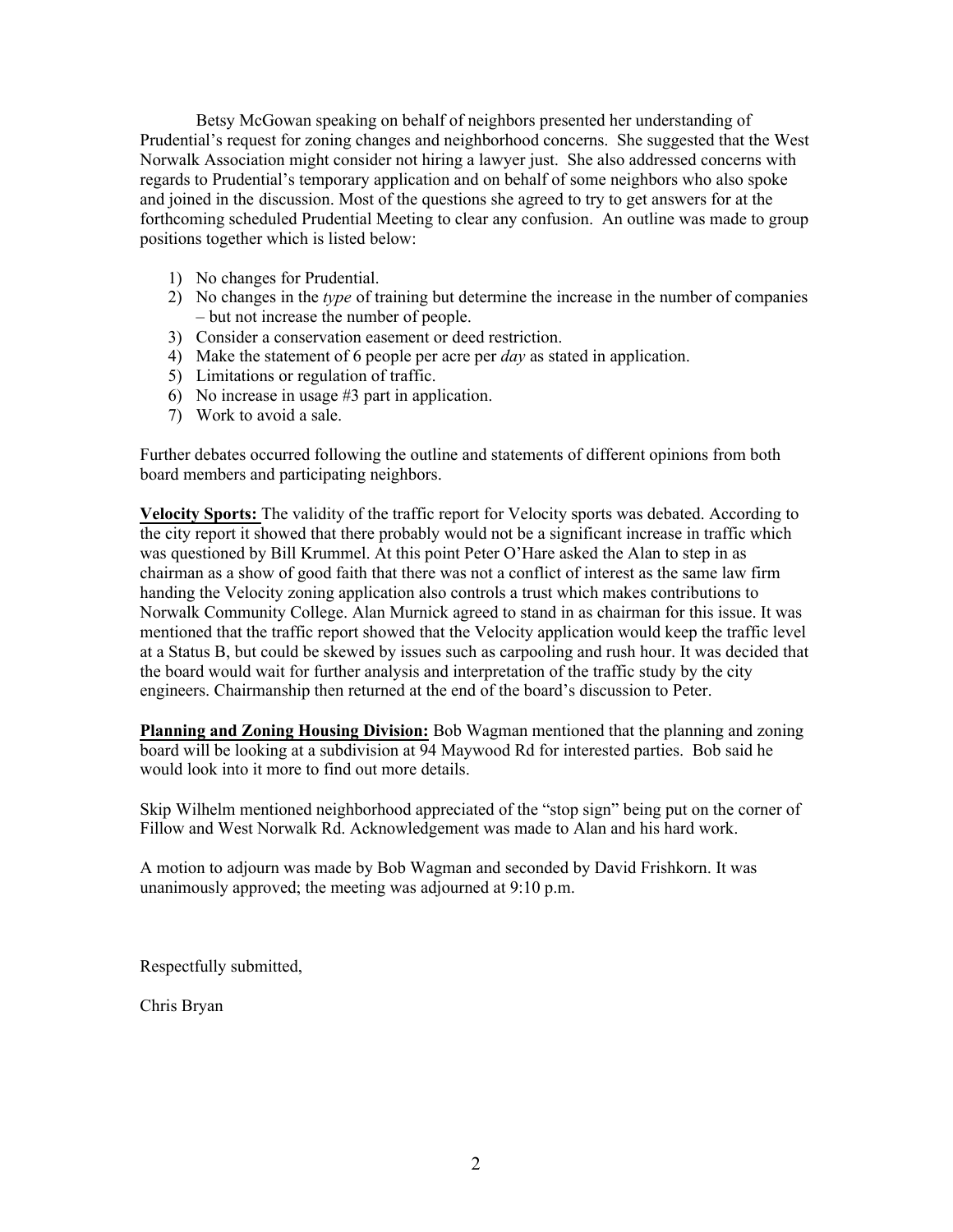Betsy McGowan speaking on behalf of neighbors presented her understanding of Prudential's request for zoning changes and neighborhood concerns. She suggested that the West Norwalk Association might consider not hiring a lawyer just. She also addressed concerns with regards to Prudential's temporary application and on behalf of some neighbors who also spoke and joined in the discussion. Most of the questions she agreed to try to get answers for at the forthcoming scheduled Prudential Meeting to clear any confusion. An outline was made to group positions together which is listed below:

1) No changes for Prudential.
2) No changes in the *type* of training but determine the increase in the number of companies – but not increase the number of people.
3) Consider a conservation easement or deed restriction.
4) Make the statement of 6 people per acre per *day* as stated in application.
5) Limitations or regulation of traffic.
6) No increase in usage #3 part in application.
7) Work to avoid a sale.

Further debates occurred following the outline and statements of different opinions from both board members and participating neighbors.

**Velocity Sports:** The validity of the traffic report for Velocity sports was debated. According to the city report it showed that there probably would not be a significant increase in traffic which was questioned by Bill Krummel. At this point Peter O'Hare asked the Alan to step in as chairman as a show of good faith that there was not a conflict of interest as the same law firm handing the Velocity zoning application also controls a trust which makes contributions to Norwalk Community College. Alan Murnick agreed to stand in as chairman for this issue. It was mentioned that the traffic report showed that the Velocity application would keep the traffic level at a Status B, but could be skewed by issues such as carpooling and rush hour. It was decided that the board would wait for further analysis and interpretation of the traffic study by the city engineers. Chairmanship then returned at the end of the board's discussion to Peter.

**Planning and Zoning Housing Division:** Bob Wagman mentioned that the planning and zoning board will be looking at a subdivision at 94 Maywood Rd for interested parties. Bob said he would look into it more to find out more details.

Skip Wilhelm mentioned neighborhood appreciated of the "stop sign" being put on the corner of Fillow and West Norwalk Rd. Acknowledgement was made to Alan and his hard work.

A motion to adjourn was made by Bob Wagman and seconded by David Frishkorn. It was unanimously approved; the meeting was adjourned at 9:10 p.m.

Respectfully submitted,

Chris Bryan